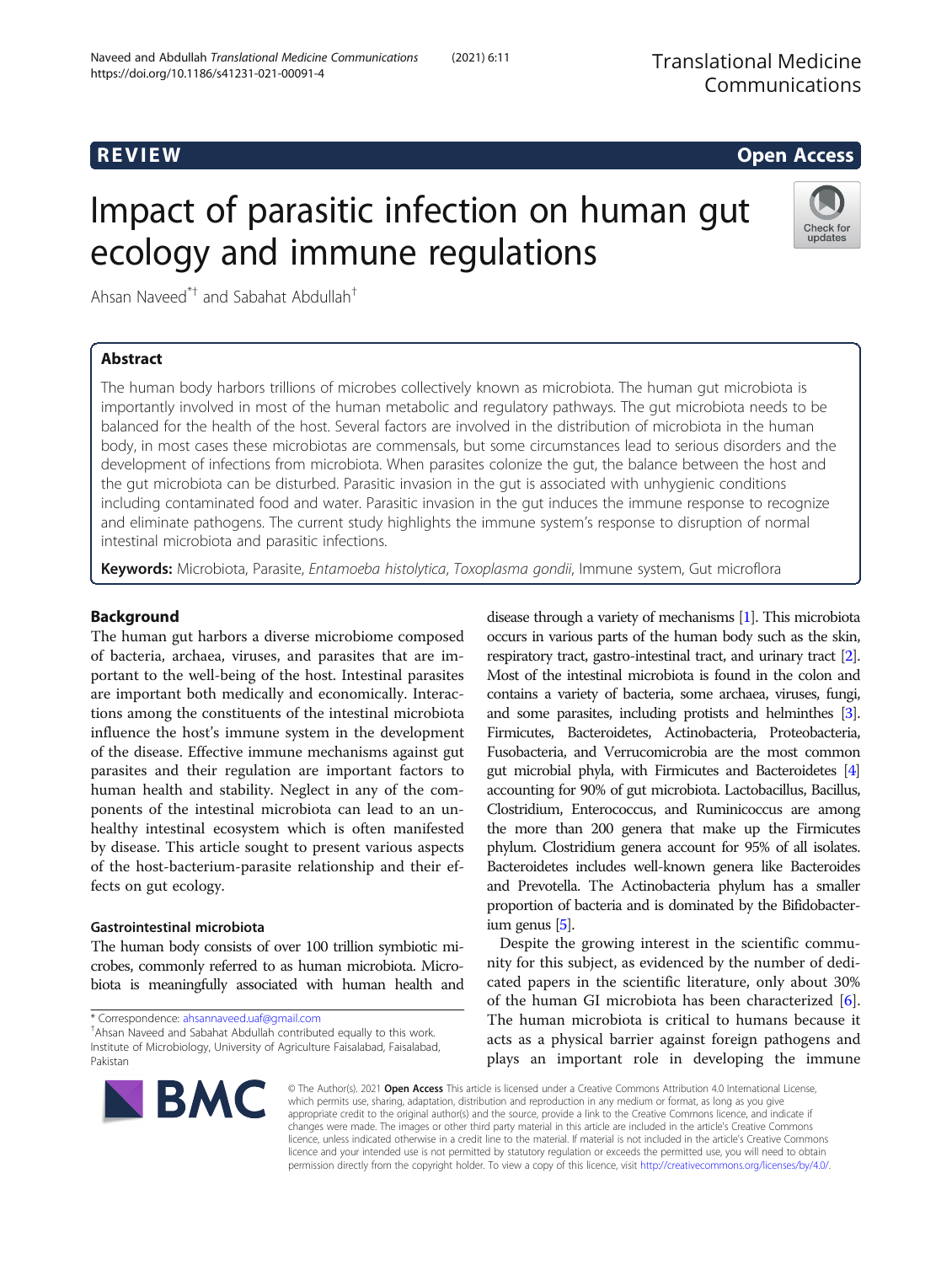REVIEW

Open Access

# Impact of parasitic infection on human gut ecology and immune regulations

Ahsan Naveed[*†] and Sabahat Abdullah[†]

## Abstract

The human body harbors trillions of microbes collectively known as microbiota. The human gut microbiota is importantly involved in most of the human metabolic and regulatory pathways. The gut microbiota needs to be balanced for the health of the host. Several factors are involved in the distribution of microbiota in the human body, in most cases these microbiotas are commensals, but some circumstances lead to serious disorders and the development of infections from microbiota. When parasites colonize the gut, the balance between the host and the gut microbiota can be disturbed. Parasitic invasion in the gut is associated with unhygienic conditions including contaminated food and water. Parasitic invasion in the gut induces the immune response to recognize and eliminate pathogens. The current study highlights the immune system's response to disruption of normal intestinal microbiota and parasitic infections.

**Keywords:** Microbiota, Parasite, *Entamoeba histolytica*, *Toxoplasma gondii*, Immune system, Gut microflora

## Background

The human gut harbors a diverse microbiome composed of bacteria, archaea, viruses, and parasites that are important to the well-being of the host. Intestinal parasites are important both medically and economically. Interactions among the constituents of the intestinal microbiota influence the host's immune system in the development of the disease. Effective immune mechanisms against gut parasites and their regulation are important factors to human health and stability. Neglect in any of the components of the intestinal microbiota can lead to an unhealthy intestinal ecosystem which is often manifested by disease. This article sought to present various aspects of the host-bacterium-parasite relationship and their effects on gut ecology.

### Gastrointestinal microbiota

The human body consists of over 100 trillion symbiotic microbes, commonly referred to as human microbiota. Microbiota is meaningfully associated with human health and disease through a variety of mechanisms [1]. This microbiota occurs in various parts of the human body such as the skin, respiratory tract, gastro-intestinal tract, and urinary tract [2]. Most of the intestinal microbiota is found in the colon and contains a variety of bacteria, some archaea, viruses, fungi, and some parasites, including protists and helminthes [3]. Firmicutes, Bacteroidetes, Actinobacteria, Proteobacteria, Fusobacteria, and Verrucomicrobia are the most common gut microbial phyla, with Firmicutes and Bacteroidetes [4] accounting for 90% of gut microbiota. Lactobacillus, Bacillus, Clostridium, Enterococcus, and Ruminicoccus are among the more than 200 genera that make up the Firmicutes phylum. Clostridium genera account for 95% of all isolates. Bacteroidetes includes well-known genera like Bacteroides and Prevotella. The Actinobacteria phylum has a smaller proportion of bacteria and is dominated by the Bifidobacterium genus [5].

Despite the growing interest in the scientific community for this subject, as evidenced by the number of dedicated papers in the scientific literature, only about 30% of the human GI microbiota has been characterized [6]. The human microbiota is critical to humans because it acts as a physical barrier against foreign pathogens and plays an important role in developing the immune

\* Correspondence: ahsannaveed.uaf@gmail.com
†Ahsan Naveed and Sabahat Abdullah contributed equally to this work.
Institute of Microbiology, University of Agriculture Faisalabad, Faisalabad, Pakistan

© The Author(s). 2021 **Open Access** This article is licensed under a Creative Commons Attribution 4.0 International License, which permits use, sharing, adaptation, distribution and reproduction in any medium or format, as long as you give appropriate credit to the original author(s) and the source, provide a link to the Creative Commons licence, and indicate if changes were made. The images or other third party material in this article are included in the article's Creative Commons licence, unless indicated otherwise in a credit line to the material. If material is not included in the article's Creative Commons licence and your intended use is not permitted by statutory regulation or exceeds the permitted use, you will need to obtain permission directly from the copyright holder. To view a copy of this licence, visit http://creativecommons.org/licenses/by/4.0/.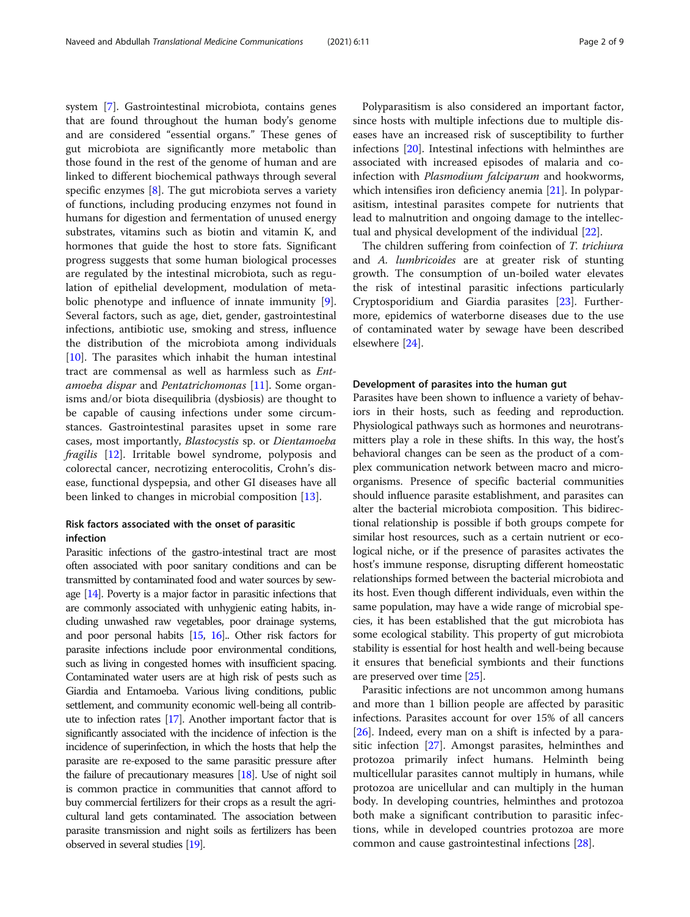system [7]. Gastrointestinal microbiota, contains genes that are found throughout the human body's genome and are considered "essential organs." These genes of gut microbiota are significantly more metabolic than those found in the rest of the genome of human and are linked to different biochemical pathways through several specific enzymes [8]. The gut microbiota serves a variety of functions, including producing enzymes not found in humans for digestion and fermentation of unused energy substrates, vitamins such as biotin and vitamin K, and hormones that guide the host to store fats. Significant progress suggests that some human biological processes are regulated by the intestinal microbiota, such as regulation of epithelial development, modulation of metabolic phenotype and influence of innate immunity [9]. Several factors, such as age, diet, gender, gastrointestinal infections, antibiotic use, smoking and stress, influence the distribution of the microbiota among individuals [10]. The parasites which inhabit the human intestinal tract are commensal as well as harmless such as *Entamoeba dispar* and *Pentatrichomonas* [11]. Some organisms and/or biota disequilibria (dysbiosis) are thought to be capable of causing infections under some circumstances. Gastrointestinal parasites upset in some rare cases, most importantly, *Blastocystis* sp. or *Dientamoeba fragilis* [12]. Irritable bowel syndrome, polyposis and colorectal cancer, necrotizing enterocolitis, Crohn's disease, functional dyspepsia, and other GI diseases have all been linked to changes in microbial composition [13].

## Risk factors associated with the onset of parasitic infection

Parasitic infections of the gastro-intestinal tract are most often associated with poor sanitary conditions and can be transmitted by contaminated food and water sources by sewage [14]. Poverty is a major factor in parasitic infections that are commonly associated with unhygienic eating habits, including unwashed raw vegetables, poor drainage systems, and poor personal habits [15, 16].. Other risk factors for parasite infections include poor environmental conditions, such as living in congested homes with insufficient spacing. Contaminated water users are at high risk of pests such as Giardia and Entamoeba. Various living conditions, public settlement, and community economic well-being all contribute to infection rates [17]. Another important factor that is significantly associated with the incidence of infection is the incidence of superinfection, in which the hosts that help the parasite are re-exposed to the same parasitic pressure after the failure of precautionary measures [18]. Use of night soil is common practice in communities that cannot afford to buy commercial fertilizers for their crops as a result the agricultural land gets contaminated. The association between parasite transmission and night soils as fertilizers has been observed in several studies [19].

Polyparasitism is also considered an important factor, since hosts with multiple infections due to multiple diseases have an increased risk of susceptibility to further infections [20]. Intestinal infections with helminthes are associated with increased episodes of malaria and co-infection with *Plasmodium falciparum* and hookworms, which intensifies iron deficiency anemia [21]. In polyparasitism, intestinal parasites compete for nutrients that lead to malnutrition and ongoing damage to the intellectual and physical development of the individual [22].

The children suffering from coinfection of *T. trichiura* and *A. lumbricoides* are at greater risk of stunting growth. The consumption of un-boiled water elevates the risk of intestinal parasitic infections particularly Cryptosporidium and Giardia parasites [23]. Furthermore, epidemics of waterborne diseases due to the use of contaminated water by sewage have been described elsewhere [24].

## Development of parasites into the human gut

Parasites have been shown to influence a variety of behaviors in their hosts, such as feeding and reproduction. Physiological pathways such as hormones and neurotransmitters play a role in these shifts. In this way, the host's behavioral changes can be seen as the product of a complex communication network between macro and microorganisms. Presence of specific bacterial communities should influence parasite establishment, and parasites can alter the bacterial microbiota composition. This bidirectional relationship is possible if both groups compete for similar host resources, such as a certain nutrient or ecological niche, or if the presence of parasites activates the host's immune response, disrupting different homeostatic relationships formed between the bacterial microbiota and its host. Even though different individuals, even within the same population, may have a wide range of microbial species, it has been established that the gut microbiota has some ecological stability. This property of gut microbiota stability is essential for host health and well-being because it ensures that beneficial symbionts and their functions are preserved over time [25].

Parasitic infections are not uncommon among humans and more than 1 billion people are affected by parasitic infections. Parasites account for over 15% of all cancers [26]. Indeed, every man on a shift is infected by a parasitic infection [27]. Amongst parasites, helminthes and protozoa primarily infect humans. Helminth being multicellular parasites cannot multiply in humans, while protozoa are unicellular and can multiply in the human body. In developing countries, helminthes and protozoa both make a significant contribution to parasitic infections, while in developed countries protozoa are more common and cause gastrointestinal infections [28].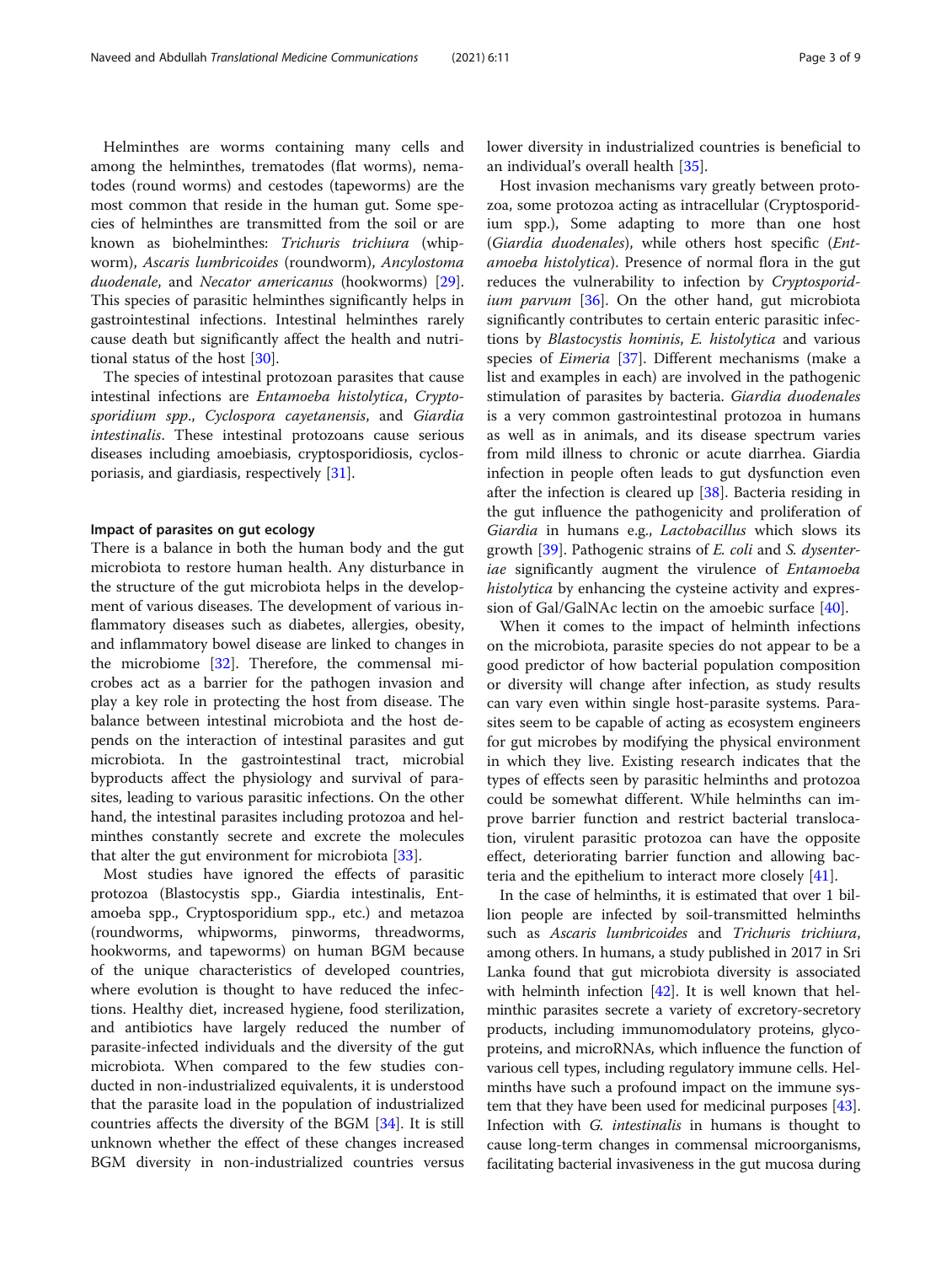Helminthes are worms containing many cells and among the helminthes, trematodes (flat worms), nematodes (round worms) and cestodes (tapeworms) are the most common that reside in the human gut. Some species of helminthes are transmitted from the soil or are known as biohelminthes: *Trichuris trichiura* (whipworm), *Ascaris lumbricoides* (roundworm), *Ancylostoma duodenale*, and *Necator americanus* (hookworms) [29]. This species of parasitic helminthes significantly helps in gastrointestinal infections. Intestinal helminthes rarely cause death but significantly affect the health and nutritional status of the host [30].

The species of intestinal protozoan parasites that cause intestinal infections are *Entamoeba histolytica*, *Cryptosporidium spp.*, *Cyclospora cayetanensis*, and *Giardia intestinalis*. These intestinal protozoans cause serious diseases including amoebiasis, cryptosporidiosis, cyclosporiasis, and giardiasis, respectively [31].

#### Impact of parasites on gut ecology

There is a balance in both the human body and the gut microbiota to restore human health. Any disturbance in the structure of the gut microbiota helps in the development of various diseases. The development of various inflammatory diseases such as diabetes, allergies, obesity, and inflammatory bowel disease are linked to changes in the microbiome [32]. Therefore, the commensal microbes act as a barrier for the pathogen invasion and play a key role in protecting the host from disease. The balance between intestinal microbiota and the host depends on the interaction of intestinal parasites and gut microbiota. In the gastrointestinal tract, microbial byproducts affect the physiology and survival of parasites, leading to various parasitic infections. On the other hand, the intestinal parasites including protozoa and helminthes constantly secrete and excrete the molecules that alter the gut environment for microbiota [33].

Most studies have ignored the effects of parasitic protozoa (Blastocystis spp., Giardia intestinalis, Entamoeba spp., Cryptosporidium spp., etc.) and metazoa (roundworms, whipworms, pinworms, threadworms, hookworms, and tapeworms) on human BGM because of the unique characteristics of developed countries, where evolution is thought to have reduced the infections. Healthy diet, increased hygiene, food sterilization, and antibiotics have largely reduced the number of parasite-infected individuals and the diversity of the gut microbiota. When compared to the few studies conducted in non-industrialized equivalents, it is understood that the parasite load in the population of industrialized countries affects the diversity of the BGM [34]. It is still unknown whether the effect of these changes increased BGM diversity in non-industrialized countries versus lower diversity in industrialized countries is beneficial to an individual's overall health [35].

Host invasion mechanisms vary greatly between protozoa, some protozoa acting as intracellular (Cryptosporidium spp.), Some adapting to more than one host (*Giardia duodenales*), while others host specific (*Entamoeba histolytica*). Presence of normal flora in the gut reduces the vulnerability to infection by *Cryptosporidium parvum* [36]. On the other hand, gut microbiota significantly contributes to certain enteric parasitic infections by *Blastocystis hominis*, *E. histolytica* and various species of *Eimeria* [37]. Different mechanisms (make a list and examples in each) are involved in the pathogenic stimulation of parasites by bacteria. *Giardia duodenales* is a very common gastrointestinal protozoa in humans as well as in animals, and its disease spectrum varies from mild illness to chronic or acute diarrhea. Giardia infection in people often leads to gut dysfunction even after the infection is cleared up [38]. Bacteria residing in the gut influence the pathogenicity and proliferation of *Giardia* in humans e.g., *Lactobacillus* which slows its growth [39]. Pathogenic strains of *E. coli* and *S. dysenteriae* significantly augment the virulence of *Entamoeba histolytica* by enhancing the cysteine activity and expression of Gal/GalNAc lectin on the amoebic surface [40].

When it comes to the impact of helminth infections on the microbiota, parasite species do not appear to be a good predictor of how bacterial population composition or diversity will change after infection, as study results can vary even within single host-parasite systems. Parasites seem to be capable of acting as ecosystem engineers for gut microbes by modifying the physical environment in which they live. Existing research indicates that the types of effects seen by parasitic helminths and protozoa could be somewhat different. While helminths can improve barrier function and restrict bacterial translocation, virulent parasitic protozoa can have the opposite effect, deteriorating barrier function and allowing bacteria and the epithelium to interact more closely [41].

In the case of helminths, it is estimated that over 1 billion people are infected by soil-transmitted helminths such as *Ascaris lumbricoides* and *Trichuris trichiura*, among others. In humans, a study published in 2017 in Sri Lanka found that gut microbiota diversity is associated with helminth infection [42]. It is well known that helminthic parasites secrete a variety of excretory-secretory products, including immunomodulatory proteins, glycoproteins, and microRNAs, which influence the function of various cell types, including regulatory immune cells. Helminths have such a profound impact on the immune system that they have been used for medicinal purposes [43]. Infection with *G. intestinalis* in humans is thought to cause long-term changes in commensal microorganisms, facilitating bacterial invasiveness in the gut mucosa during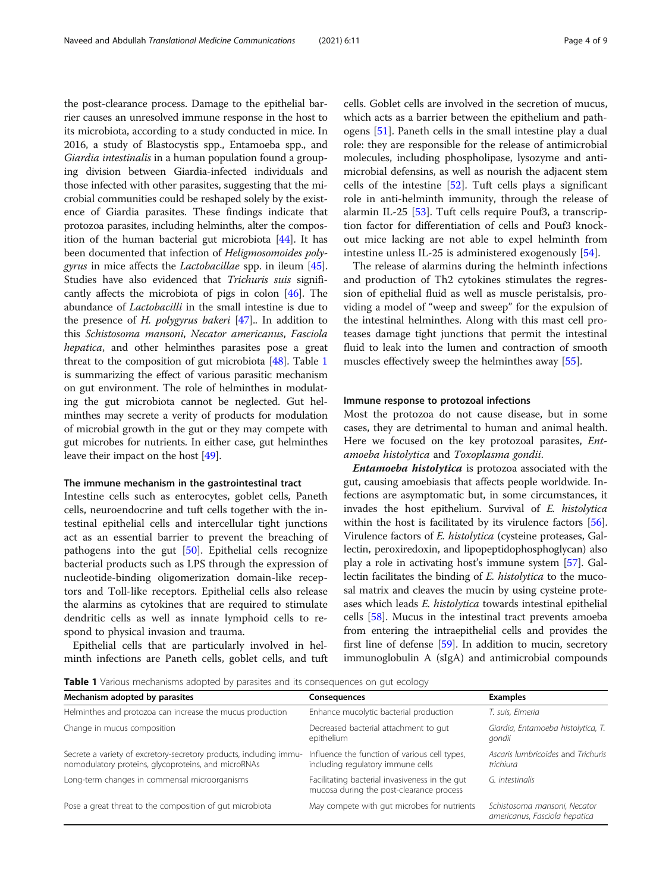the post-clearance process. Damage to the epithelial barrier causes an unresolved immune response in the host to its microbiota, according to a study conducted in mice. In 2016, a study of Blastocystis spp., Entamoeba spp., and *Giardia intestinalis* in a human population found a grouping division between Giardia-infected individuals and those infected with other parasites, suggesting that the microbial communities could be reshaped solely by the existence of Giardia parasites. These findings indicate that protozoa parasites, including helminths, alter the composition of the human bacterial gut microbiota [44]. It has been documented that infection of *Heligmosomoides polygyrus* in mice affects the *Lactobacillae* spp. in ileum [45]. Studies have also evidenced that *Trichuris suis* significantly affects the microbiota of pigs in colon [46]. The abundance of *Lactobacilli* in the small intestine is due to the presence of *H. polygyrus bakeri* [47].. In addition to this *Schistosoma mansoni*, *Necator americanus*, *Fasciola hepatica*, and other helminthes parasites pose a great threat to the composition of gut microbiota [48]. Table 1 is summarizing the effect of various parasitic mechanism on gut environment. The role of helminthes in modulating the gut microbiota cannot be neglected. Gut helminthes may secrete a verity of products for modulation of microbial growth in the gut or they may compete with gut microbes for nutrients. In either case, gut helminthes leave their impact on the host [49].

### The immune mechanism in the gastrointestinal tract

Intestine cells such as enterocytes, goblet cells, Paneth cells, neuroendocrine and tuft cells together with the intestinal epithelial cells and intercellular tight junctions act as an essential barrier to prevent the breaching of pathogens into the gut [50]. Epithelial cells recognize bacterial products such as LPS through the expression of nucleotide-binding oligomerization domain-like receptors and Toll-like receptors. Epithelial cells also release the alarmins as cytokines that are required to stimulate dendritic cells as well as innate lymphoid cells to respond to physical invasion and trauma.

Epithelial cells that are particularly involved in helminth infections are Paneth cells, goblet cells, and tuft cells. Goblet cells are involved in the secretion of mucus, which acts as a barrier between the epithelium and pathogens [51]. Paneth cells in the small intestine play a dual role: they are responsible for the release of antimicrobial molecules, including phospholipase, lysozyme and antimicrobial defensins, as well as nourish the adjacent stem cells of the intestine [52]. Tuft cells plays a significant role in anti-helminth immunity, through the release of alarmin IL-25 [53]. Tuft cells require Pouf3, a transcription factor for differentiation of cells and Pouf3 knockout mice lacking are not able to expel helminth from intestine unless IL-25 is administered exogenously [54].

The release of alarmins during the helminth infections and production of Th2 cytokines stimulates the regression of epithelial fluid as well as muscle peristalsis, providing a model of "weep and sweep" for the expulsion of the intestinal helminthes. Along with this mast cell proteases damage tight junctions that permit the intestinal fluid to leak into the lumen and contraction of smooth muscles effectively sweep the helminthes away [55].

### Immune response to protozoal infections

Most the protozoa do not cause disease, but in some cases, they are detrimental to human and animal health. Here we focused on the key protozoal parasites, *Entamoeba histolytica* and *Toxoplasma gondii*.

***Entamoeba histolytica*** is protozoa associated with the gut, causing amoebiasis that affects people worldwide. Infections are asymptomatic but, in some circumstances, it invades the host epithelium. Survival of *E. histolytica* within the host is facilitated by its virulence factors [56]. Virulence factors of *E. histolytica* (cysteine proteases, Gal-lectin, peroxiredoxin, and lipopeptidophosphoglycan) also play a role in activating host's immune system [57]. Gal-lectin facilitates the binding of *E. histolytica* to the mucosal matrix and cleaves the mucin by using cysteine proteases which leads *E. histolytica* towards intestinal epithelial cells [58]. Mucus in the intestinal tract prevents amoeba from entering the intraepithelial cells and provides the first line of defense [59]. In addition to mucin, secretory immunoglobulin A (sIgA) and antimicrobial compounds

**Table 1** Various mechanisms adopted by parasites and its consequences on gut ecology

| Mechanism adopted by parasites | Consequences | Examples |
| --- | --- | --- |
| Helminthes and protozoa can increase the mucus production | Enhance mucolytic bacterial production | *T. suis*, *Eimeria* |
| Change in mucus composition | Decreased bacterial attachment to gut epithelium | *Giardia*, *Entamoeba histolytica*, *T. gondii* |
| Secrete a variety of excretory-secretory products, including immunomodulatory proteins, glycoproteins, and microRNAs | Influence the function of various cell types, including regulatory immune cells | *Ascaris lumbricoides* and *Trichuris trichiura* |
| Long-term changes in commensal microorganisms | Facilitating bacterial invasiveness in the gut mucosa during the post-clearance process | *G. intestinalis* |
| Pose a great threat to the composition of gut microbiota | May compete with gut microbes for nutrients | *Schistosoma mansoni*, *Necator americanus*, *Fasciola hepatica* |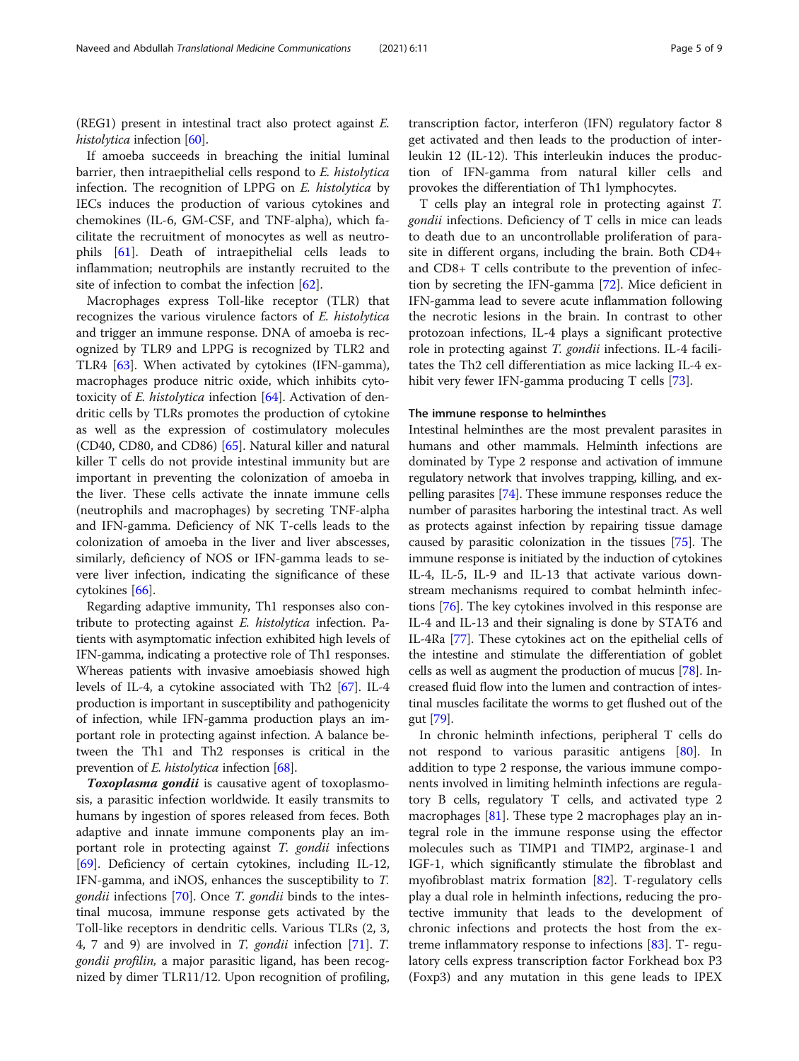(REG1) present in intestinal tract also protect against *E. histolytica* infection [60].

If amoeba succeeds in breaching the initial luminal barrier, then intraepithelial cells respond to *E. histolytica* infection. The recognition of LPPG on *E. histolytica* by IECs induces the production of various cytokines and chemokines (IL-6, GM-CSF, and TNF-alpha), which facilitate the recruitment of monocytes as well as neutrophils [61]. Death of intraepithelial cells leads to inflammation; neutrophils are instantly recruited to the site of infection to combat the infection [62].

Macrophages express Toll-like receptor (TLR) that recognizes the various virulence factors of *E. histolytica* and trigger an immune response. DNA of amoeba is recognized by TLR9 and LPPG is recognized by TLR2 and TLR4 [63]. When activated by cytokines (IFN-gamma), macrophages produce nitric oxide, which inhibits cytotoxicity of *E. histolytica* infection [64]. Activation of dendritic cells by TLRs promotes the production of cytokine as well as the expression of costimulatory molecules (CD40, CD80, and CD86) [65]. Natural killer and natural killer T cells do not provide intestinal immunity but are important in preventing the colonization of amoeba in the liver. These cells activate the innate immune cells (neutrophils and macrophages) by secreting TNF-alpha and IFN-gamma. Deficiency of NK T-cells leads to the colonization of amoeba in the liver and liver abscesses, similarly, deficiency of NOS or IFN-gamma leads to severe liver infection, indicating the significance of these cytokines [66].

Regarding adaptive immunity, Th1 responses also contribute to protecting against *E. histolytica* infection. Patients with asymptomatic infection exhibited high levels of IFN-gamma, indicating a protective role of Th1 responses. Whereas patients with invasive amoebiasis showed high levels of IL-4, a cytokine associated with Th2 [67]. IL-4 production is important in susceptibility and pathogenicity of infection, while IFN-gamma production plays an important role in protecting against infection. A balance between the Th1 and Th2 responses is critical in the prevention of *E. histolytica* infection [68].

***Toxoplasma gondii*** is causative agent of toxoplasmosis, a parasitic infection worldwide. It easily transmits to humans by ingestion of spores released from feces. Both adaptive and innate immune components play an important role in protecting against *T. gondii* infections [69]. Deficiency of certain cytokines, including IL-12, IFN-gamma, and iNOS, enhances the susceptibility to *T. gondii* infections [70]. Once *T. gondii* binds to the intestinal mucosa, immune response gets activated by the Toll-like receptors in dendritic cells. Various TLRs (2, 3, 4, 7 and 9) are involved in *T. gondii* infection [71]. *T. gondii profilin,* a major parasitic ligand, has been recognized by dimer TLR11/12. Upon recognition of profiling, transcription factor, interferon (IFN) regulatory factor 8 get activated and then leads to the production of interleukin 12 (IL-12). This interleukin induces the production of IFN-gamma from natural killer cells and provokes the differentiation of Th1 lymphocytes.

T cells play an integral role in protecting against *T. gondii* infections. Deficiency of T cells in mice can leads to death due to an uncontrollable proliferation of parasite in different organs, including the brain. Both CD4+ and CD8+ T cells contribute to the prevention of infection by secreting the IFN-gamma [72]. Mice deficient in IFN-gamma lead to severe acute inflammation following the necrotic lesions in the brain. In contrast to other protozoan infections, IL-4 plays a significant protective role in protecting against *T. gondii* infections. IL-4 facilitates the Th2 cell differentiation as mice lacking IL-4 exhibit very fewer IFN-gamma producing T cells [73].

#### The immune response to helminthes

Intestinal helminthes are the most prevalent parasites in humans and other mammals. Helminth infections are dominated by Type 2 response and activation of immune regulatory network that involves trapping, killing, and expelling parasites [74]. These immune responses reduce the number of parasites harboring the intestinal tract. As well as protects against infection by repairing tissue damage caused by parasitic colonization in the tissues [75]. The immune response is initiated by the induction of cytokines IL-4, IL-5, IL-9 and IL-13 that activate various downstream mechanisms required to combat helminth infections [76]. The key cytokines involved in this response are IL-4 and IL-13 and their signaling is done by STAT6 and IL-4Ra [77]. These cytokines act on the epithelial cells of the intestine and stimulate the differentiation of goblet cells as well as augment the production of mucus [78]. Increased fluid flow into the lumen and contraction of intestinal muscles facilitate the worms to get flushed out of the gut [79].

In chronic helminth infections, peripheral T cells do not respond to various parasitic antigens [80]. In addition to type 2 response, the various immune components involved in limiting helminth infections are regulatory B cells, regulatory T cells, and activated type 2 macrophages [81]. These type 2 macrophages play an integral role in the immune response using the effector molecules such as TIMP1 and TIMP2, arginase-1 and IGF-1, which significantly stimulate the fibroblast and myofibroblast matrix formation [82]. T-regulatory cells play a dual role in helminth infections, reducing the protective immunity that leads to the development of chronic infections and protects the host from the extreme inflammatory response to infections [83]. T- regulatory cells express transcription factor Forkhead box P3 (Foxp3) and any mutation in this gene leads to IPEX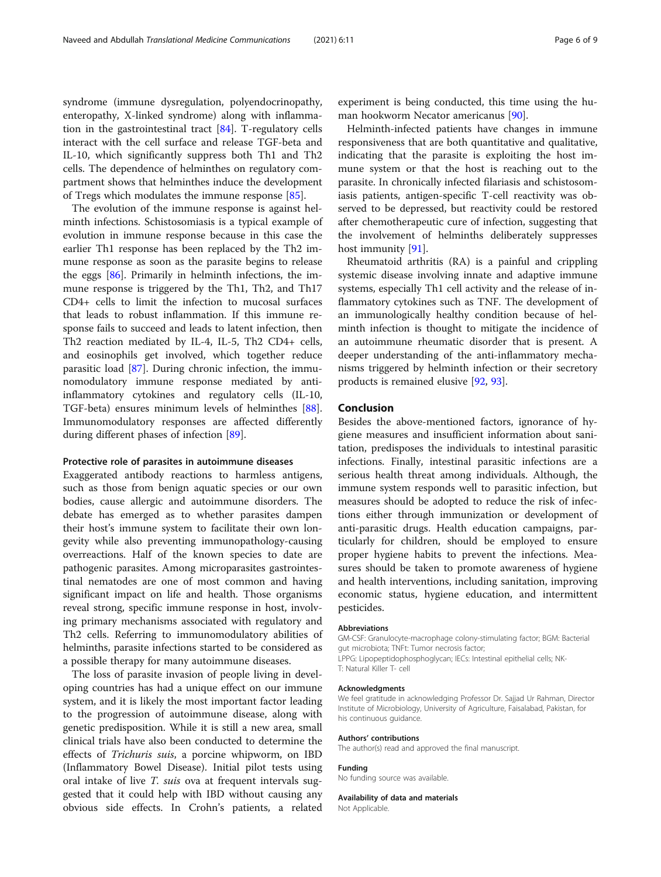syndrome (immune dysregulation, polyendocrinopathy, enteropathy, X-linked syndrome) along with inflammation in the gastrointestinal tract [84]. T-regulatory cells interact with the cell surface and release TGF-beta and IL-10, which significantly suppress both Th1 and Th2 cells. The dependence of helminthes on regulatory compartment shows that helminthes induce the development of Tregs which modulates the immune response [85].

The evolution of the immune response is against helminth infections. Schistosomiasis is a typical example of evolution in immune response because in this case the earlier Th1 response has been replaced by the Th2 immune response as soon as the parasite begins to release the eggs [86]. Primarily in helminth infections, the immune response is triggered by the Th1, Th2, and Th17 CD4+ cells to limit the infection to mucosal surfaces that leads to robust inflammation. If this immune response fails to succeed and leads to latent infection, then Th2 reaction mediated by IL-4, IL-5, Th2 CD4+ cells, and eosinophils get involved, which together reduce parasitic load [87]. During chronic infection, the immunomodulatory immune response mediated by anti-inflammatory cytokines and regulatory cells (IL-10, TGF-beta) ensures minimum levels of helminthes [88]. Immunomodulatory responses are affected differently during different phases of infection [89].

#### Protective role of parasites in autoimmune diseases

Exaggerated antibody reactions to harmless antigens, such as those from benign aquatic species or our own bodies, cause allergic and autoimmune disorders. The debate has emerged as to whether parasites dampen their host's immune system to facilitate their own longevity while also preventing immunopathology-causing overreactions. Half of the known species to date are pathogenic parasites. Among microparasites gastrointestinal nematodes are one of most common and having significant impact on life and health. Those organisms reveal strong, specific immune response in host, involving primary mechanisms associated with regulatory and Th2 cells. Referring to immunomodulatory abilities of helminths, parasite infections started to be considered as a possible therapy for many autoimmune diseases.

The loss of parasite invasion of people living in developing countries has had a unique effect on our immune system, and it is likely the most important factor leading to the progression of autoimmune disease, along with genetic predisposition. While it is still a new area, small clinical trials have also been conducted to determine the effects of *Trichuris suis*, a porcine whipworm, on IBD (Inflammatory Bowel Disease). Initial pilot tests using oral intake of live *T. suis* ova at frequent intervals suggested that it could help with IBD without causing any obvious side effects. In Crohn's patients, a related experiment is being conducted, this time using the human hookworm Necator americanus [90].

Helminth-infected patients have changes in immune responsiveness that are both quantitative and qualitative, indicating that the parasite is exploiting the host immune system or that the host is reaching out to the parasite. In chronically infected filariasis and schistosomiasis patients, antigen-specific T-cell reactivity was observed to be depressed, but reactivity could be restored after chemotherapeutic cure of infection, suggesting that the involvement of helminths deliberately suppresses host immunity [91].

Rheumatoid arthritis (RA) is a painful and crippling systemic disease involving innate and adaptive immune systems, especially Th1 cell activity and the release of inflammatory cytokines such as TNF. The development of an immunologically healthy condition because of helminth infection is thought to mitigate the incidence of an autoimmune rheumatic disorder that is present. A deeper understanding of the anti-inflammatory mechanisms triggered by helminth infection or their secretory products is remained elusive [92, 93].

## Conclusion

Besides the above-mentioned factors, ignorance of hygiene measures and insufficient information about sanitation, predisposes the individuals to intestinal parasitic infections. Finally, intestinal parasitic infections are a serious health threat among individuals. Although, the immune system responds well to parasitic infection, but measures should be adopted to reduce the risk of infections either through immunization or development of anti-parasitic drugs. Health education campaigns, particularly for children, should be employed to ensure proper hygiene habits to prevent the infections. Measures should be taken to promote awareness of hygiene and health interventions, including sanitation, improving economic status, hygiene education, and intermittent pesticides.

#### Abbreviations

GM-CSF: Granulocyte-macrophage colony-stimulating factor; BGM: Bacterial gut microbiota; TNFt: Tumor necrosis factor; LPPG: Lipopeptidophosphoglycan; IECs: Intestinal epithelial cells; NK-T: Natural Killer T- cell

#### Acknowledgments

We feel gratitude in acknowledging Professor Dr. Sajjad Ur Rahman, Director Institute of Microbiology, University of Agriculture, Faisalabad, Pakistan, for his continuous guidance.

#### Authors' contributions

The author(s) read and approved the final manuscript.

#### Funding

No funding source was available.

#### Availability of data and materials

Not Applicable.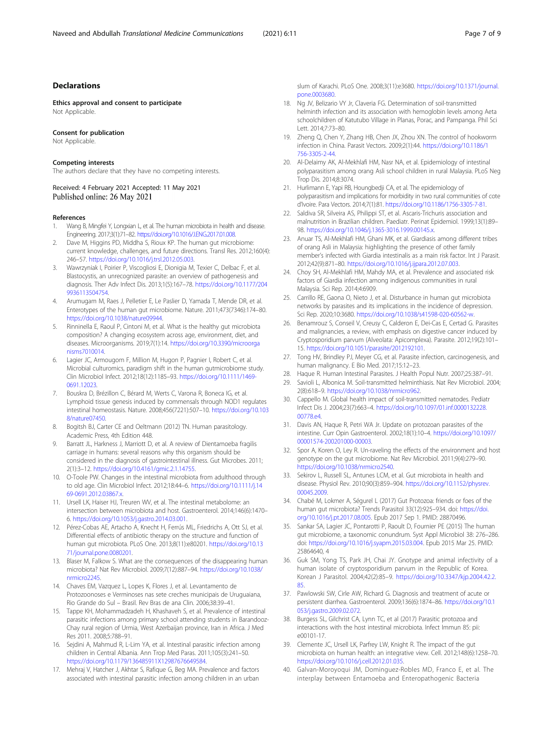## Declarations

### Ethics approval and consent to participate

Not Applicable.

### Consent for publication

Not Applicable.

### Competing interests

The authors declare that they have no competing interests.

Received: 4 February 2021 Accepted: 11 May 2021
Published online: 26 May 2021

### References

1. Wang B, Mingfei Y, Longxian L, et al. The human microbiota in health and disease. Engineering. 2017;3(1):71–82. https://doi.org/10.1016/J.ENG.2017.01.008.
2. Dave M, Higgins PD, Middha S, Rioux KP. The human gut microbiome: current knowledge, challenges, and future directions. Transl Res. 2012;160(4):246–57. https://doi.org/10.1016/j.trsl.2012.05.003.
3. Wawrzyniak I, Poirier P, Viscogliosi E, Dionigia M, Texier C, Delbac F, et al. Blastocystis, an unrecognized parasite: an overview of pathogenesis and diagnosis. Ther Adv Infect Dis. 2013;1(5):167–78. https://doi.org/10.1177/2049936113504754.
4. Arumugam M, Raes J, Pelletier E, Le Paslier D, Yamada T, Mende DR, et al. Enterotypes of the human gut microbiome. Nature. 2011;473(7346):174–80. https://doi.org/10.1038/nature09944.
5. Rinninella E, Raoul P, Cintoni M, et al. What is the healthy gut microbiota composition? A changing ecosystem across age, environment, diet, and diseases. Microorganisms. 2019;7(1):14. https://doi.org/10.3390/microorganisms7010014.
6. Lagier JC, Armougom F, Million M, Hugon P, Pagnier I, Robert C, et al. Microbial culturomics, paradigm shift in the human gutmicrobiome study. Clin Microbiol Infect. 2012;18(12):1185–93. https://doi.org/10.1111/1469-0691.12023.
7. Bouskra D, Brézillon C, Bérard M, Werts C, Varona R, Boneca IG, et al. Lymphoid tissue genesis induced by commensals through NOD1 regulates intestinal homeostasis. Nature. 2008;456(7221):507–10. https://doi.org/10.1038/nature07450.
8. Bogitsh BJ, Carter CE and Oeltmann (2012) TN. Human parasitology. Academic Press, 4th Edition 448.
9. Barratt JL, Harkness J, Marriott D, et al. A review of Dientamoeba fragilis carriage in humans: several reasons why this organism should be considered in the diagnosis of gastrointestinal illness. Gut Microbes. 2011;2(1):3–12. https://doi.org/10.4161/gmic.2.1.14755.
10. O-Toole PW. Changes in the intestinal microbiota from adulthood through to old age. Clin Microbiol Infect. 2012;18:44–6. https://doi.org/10.1111/j.1469-0691.2012.03867.x.
11. Ursell LK, Haiser HJ, Treuren WV, et al. The intestinal metabolome: an intersection between microbiota and host. Gastroenterol. 2014;146(6):1470–6. https://doi.org/10.1053/j.gastro.2014.03.001.
12. Pérez-Cobas AE, Artacho A, Knecht H, Ferrús ML, Friedrichs A, Ott SJ, et al. Differential effects of antibiotic therapy on the structure and function of human gut microbiota. PLoS One. 2013;8(11):e80201. https://doi.org/10.1371/journal.pone.0080201.
13. Blaser M, Falkow S. What are the consequences of the disappearing human microbiota? Nat Rev Microbiol. 2009;7(12):887–94. https://doi.org/10.1038/nrmicro2245.
14. Chaves EM, Vazquez L, Lopes K, Flores J, et al. Levantamento de Protozoonoses e Verminoses nas sete creches municipais de Uruguaiana, Rio Grande do Sul – Brasil. Rev Bras de ana Clin. 2006;38:39–41.
15. Tappe KH, Mohammadzadeh H, Khashaveh S, et al. Prevalence of intestinal parasitic infections among primary school attending students in Barandooz-Chay rural region of Urmia, West Azerbaijan province, Iran in Africa. J Med Res 2011. 2008;5:788–91.
16. Sejdini A, Mahmud R, L-Lim YA, et al. Intestinal parasitic infection among children in Central Albania. Ann Trop Med Paras. 2011;105(3):241–50. https://doi.org/10.1179/136485911X12987676649584.
17. Mehraj V, Hatcher J, Akhtar S, Rafique G, Beg MA. Prevalence and factors associated with intestinal parasitic infection among children in an urban slum of Karachi. PLoS One. 2008;3(11):e3680. https://doi.org/10.1371/journal.pone.0003680.
18. Ng JV, Belizario VY Jr, Claveria FG. Determination of soil-transmitted helminth infection and its association with hemoglobin levels among Aeta schoolchildren of Katutubo Village in Planas, Porac, and Pampanga. Phil Sci Lett. 2014;7:73–80.
19. Zheng Q, Chen Y, Zhang HB, Chen JX, Zhou XN. The control of hookworm infection in China. Parasit Vectors. 2009;2(1):44. https://doi.org/10.1186/1756-3305-2-44.
20. Al-Delaimy AK, Al-Mekhlafi HM, Nasr NA, et al. Epidemiology of intestinal polyparasitism among orang Asli school children in rural Malaysia. PLoS Neg Trop Dis. 2014;8:3074.
21. Hurlimann E, Yapi RB, Houngbedji CA, et al. The epidemiology of polyparasitism and implications for morbidity in two rural communities of cote d'Ivoire. Para Vectors. 2014;7(1):81. https://doi.org/10.1186/1756-3305-7-81.
22. Saldiva SR, Silveira AS, Philippi ST, et al. Ascaris-Trichuris association and malnutrition in Brazilian children. Paediatr. Perinat Epidemiol. 1999;13(1):89–98. https://doi.org/10.1046/j.1365-3016.1999.00145.x.
23. Anuar TS, Al-Mekhlafi HM, Ghani MK, et al. Giardiasis among different tribes of orang Asli in Malaysia: highlighting the presence of other family member's infected with Giardia intestinalis as a main risk factor. Int J Parasit. 2012;42(9):871–80. https://doi.org/10.1016/j.ijpara.2012.07.003.
24. Choy SH, Al-Mekhlafi HM, Mahdy MA, et al. Prevalence and associated risk factors of Giardia infection among indigenous communities in rural Malaysia. Sci Rep. 2014;4:6909.
25. Carrillo RE, Gaona O, Nieto J, et al. Disturbance in human gut microbiota networks by parasites and its implications in the incidence of depression. Sci Rep. 2020;10:3680. https://doi.org/10.1038/s41598-020-60562-w.
26. Benamrouz S, Conseil V, Creusy C, Calderon E, Dei-Cas E, Certad G. Parasites and malignancies, a review, with emphasis on digestive cancer induced by Cryptosporidium parvum (Alveolata: Apicomplexa). Parasite. 2012;19(2):101–15. https://doi.org/10.1051/parasite/2012192101.
27. Tong HV, Brindley PJ, Meyer CG, et al. Parasite infection, carcinogenesis, and human malignancy. E Bio Med. 2017;15:12–23.
28. Haque R. Human Intestinal Parasites. J Health Popul Nutr. 2007;25:387–91.
29. Savioli L, Albonica M. Soil-transmitted helminthiasis. Nat Rev Microbiol. 2004;2(8):618–9. https://doi.org/10.1038/nrmicro962.
30. Cappello M. Global health impact of soil-transmitted nematodes. Pediatr Infect Dis J. 2004;23(7):663–4. https://doi.org/10.1097/01.inf.0000132228.00778.e4.
31. Davis AN, Haque R, Petri WA Jr. Update on protozoan parasites of the intestine. Curr Opin Gastroenterol. 2002;18(1):10–4. https://doi.org/10.1097/00001574-200201000-00003.
32. Spor A, Koren O, Ley R. Un-raveling the effects of the environment and host genotype on the gut microbiome. Nat Rev Microbiol. 2011;9(4):279–90. https://doi.org/10.1038/nrmicro2540.
33. Sekirov L, Russell SL, Antunes LCM, et al. Gut microbiota in health and disease. Physiol Rev. 2010;90(3):859–904. https://doi.org/10.1152/physrev.00045.2009.
34. Chabé M, Lokmer A, Ségurel L (2017) Gut Protozoa: friends or foes of the human gut microbiota? Trends Parasitol 33(12):925–934. doi: https://doi.org/10.1016/j.pt.2017.08.005. Epub 2017 Sep 1. PMID: 28870496.
35. Sankar SA, Lagier JC, Pontarotti P, Raoult D, Fournier PE (2015) The human gut microbiome, a taxonomic conundrum. Syst Appl Microbiol 38: 276–286. doi: https://doi.org/10.1016/j.syapm.2015.03.004. Epub 2015 Mar 25. PMID: 25864640, 4
36. Guk SM, Yong TS, Park JH, Chai JY. Gnotype and animal infectivity of a human isolate of cryptosporidium parvum in the Republic of Korea. Korean J Parasitol. 2004;42(2):85–9. https://doi.org/10.3347/kjp.2004.42.2.85.
37. Pawlowski SW, Cirle AW, Richard G. Diagnosis and treatment of acute or persistent diarrhea. Gastroenterol. 2009;136(6):1874–86. https://doi.org/10.1053/j.gastro.2009.02.072.
38. Burgess SL, Gilchrist CA, Lynn TC, et al (2017) Parasitic protozoa and interactions with the host intestinal microbiota. Infect Immun 85: pii: e00101-17.
39. Clemente JC, Ursell LK, Parfrey LW, Knight R. The impact of the gut microbiota on human health: an integrative view. Cell. 2012;148(6):1258–70. https://doi.org/10.1016/j.cell.2012.01.035.
40. Galvan-Moroyoqui JM, Dominguez-Robles MD, Franco E, et al. The interplay between Entamoeba and Enteropathogenic Bacteria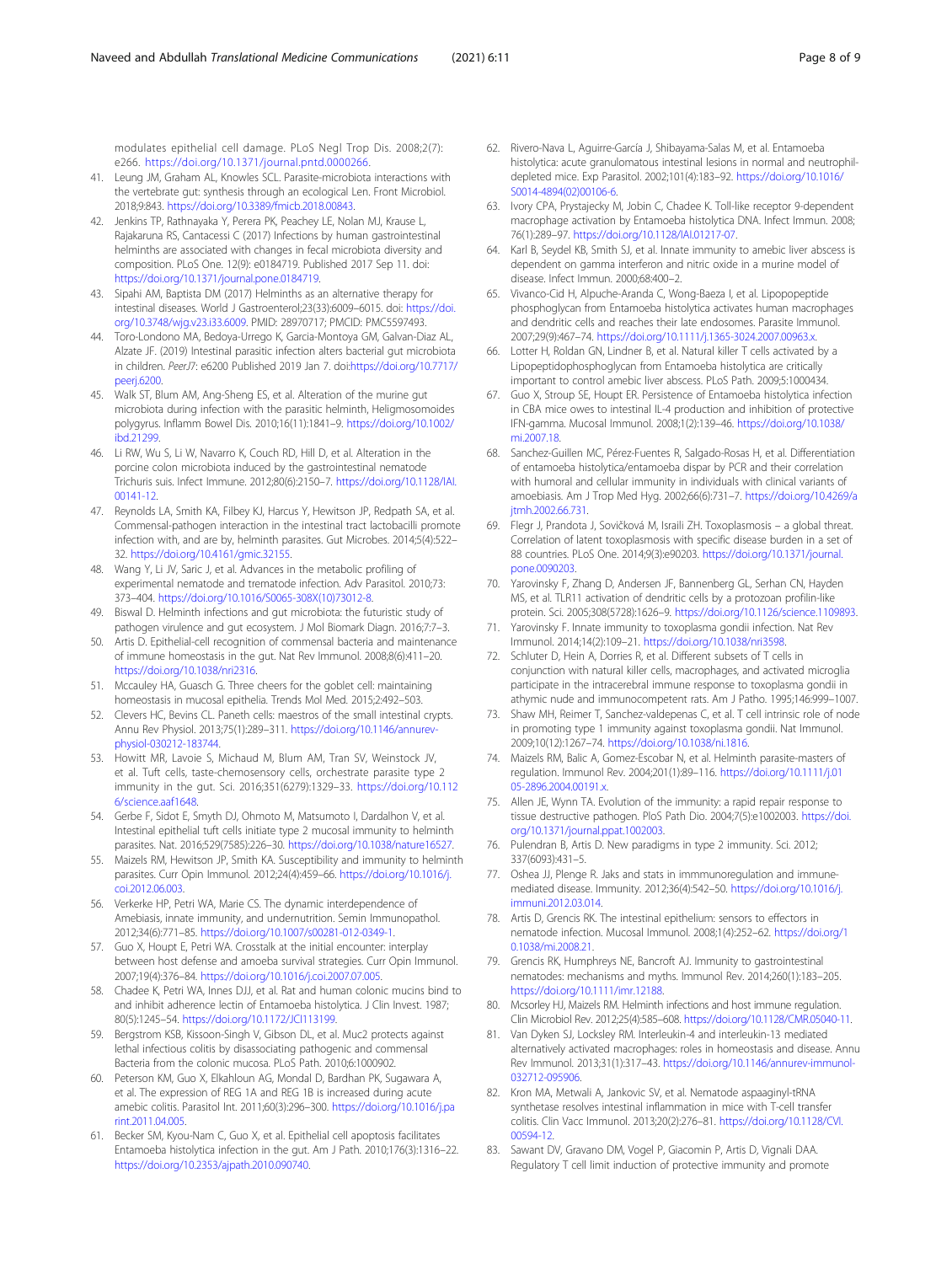modulates epithelial cell damage. PLoS Negl Trop Dis. 2008;2(7): e266. https://doi.org/10.1371/journal.pntd.0000266.

41. Leung JM, Graham AL, Knowles SCL. Parasite-microbiota interactions with the vertebrate gut: synthesis through an ecological Len. Front Microbiol. 2018;9:843. https://doi.org/10.3389/fmicb.2018.00843.
42. Jenkins TP, Rathnayaka Y, Perera PK, Peachey LE, Nolan MJ, Krause L, Rajakaruna RS, Cantacessi C (2017) Infections by human gastrointestinal helminths are associated with changes in fecal microbiota diversity and composition. PLoS One. 12(9): e0184719. Published 2017 Sep 11. doi: https://doi.org/10.1371/journal.pone.0184719.
43. Sipahi AM, Baptista DM (2017) Helminths as an alternative therapy for intestinal diseases. World J Gastroenterol;23(33):6009–6015. doi: https://doi.org/10.3748/wjg.v23.i33.6009. PMID: 28970717; PMCID: PMC5597493.
44. Toro-Londono MA, Bedoya-Urrego K, Garcia-Montoya GM, Galvan-Diaz AL, Alzate JF. (2019) Intestinal parasitic infection alters bacterial gut microbiota in children. *PeerJ7*: e6200 Published 2019 Jan 7. doi:https://doi.org/10.7717/peerj.6200.
45. Walk ST, Blum AM, Ang-Sheng ES, et al. Alteration of the murine gut microbiota during infection with the parasitic helminth, Heligmosomoides polygyrus. Inflamm Bowel Dis. 2010;16(11):1841–9. https://doi.org/10.1002/ibd.21299.
46. Li RW, Wu S, Li W, Navarro K, Couch RD, Hill D, et al. Alteration in the porcine colon microbiota induced by the gastrointestinal nematode Trichuris suis. Infect Immune. 2012;80(6):2150–7. https://doi.org/10.1128/IAI.00141-12.
47. Reynolds LA, Smith KA, Filbey KJ, Harcus Y, Hewitson JP, Redpath SA, et al. Commensal-pathogen interaction in the intestinal tract lactobacilli promote infection with, and are by, helminth parasites. Gut Microbes. 2014;5(4):522–32. https://doi.org/10.4161/gmic.32155.
48. Wang Y, Li JV, Saric J, et al. Advances in the metabolic profiling of experimental nematode and trematode infection. Adv Parasitol. 2010;73: 373–404. https://doi.org/10.1016/S0065-308X(10)73012-8.
49. Biswal D. Helminth infections and gut microbiota: the futuristic study of pathogen virulence and gut ecosystem. J Mol Biomark Diagn. 2016;7:7–3.
50. Artis D. Epithelial-cell recognition of commensal bacteria and maintenance of immune homeostasis in the gut. Nat Rev Immunol. 2008;8(6):411–20. https://doi.org/10.1038/nri2316.
51. Mccauley HA, Guasch G. Three cheers for the goblet cell: maintaining homeostasis in mucosal epithelia. Trends Mol Med. 2015;2:492–503.
52. Clevers HC, Bevins CL. Paneth cells: maestros of the small intestinal crypts. Annu Rev Physiol. 2013;75(1):289–311. https://doi.org/10.1146/annurev-physiol-030212-183744.
53. Howitt MR, Lavoie S, Michaud M, Blum AM, Tran SV, Weinstock JV, et al. Tuft cells, taste-chemosensory cells, orchestrate parasite type 2 immunity in the gut. Sci. 2016;351(6279):1329–33. https://doi.org/10.1126/science.aaf1648.
54. Gerbe F, Sidot E, Smyth DJ, Ohmoto M, Matsumoto I, Dardalhon V, et al. Intestinal epithelial tuft cells initiate type 2 mucosal immunity to helminth parasites. Nat. 2016;529(7585):226–30. https://doi.org/10.1038/nature16527.
55. Maizels RM, Hewitson JP, Smith KA. Susceptibility and immunity to helminth parasites. Curr Opin Immunol. 2012;24(4):459–66. https://doi.org/10.1016/j.coi.2012.06.003.
56. Verkerke HP, Petri WA, Marie CS. The dynamic interdependence of Amebiasis, innate immunity, and undernutrition. Semin Immunopathol. 2012;34(6):771–85. https://doi.org/10.1007/s00281-012-0349-1.
57. Guo X, Houpt E, Petri WA. Crosstalk at the initial encounter: interplay between host defense and amoeba survival strategies. Curr Opin Immunol. 2007;19(4):376–84. https://doi.org/10.1016/j.coi.2007.07.005.
58. Chadee K, Petri WA, Innes DJJ, et al. Rat and human colonic mucins bind to and inhibit adherence lectin of Entamoeba histolytica. J Clin Invest. 1987; 80(5):1245–54. https://doi.org/10.1172/JCI113199.
59. Bergstrom KSB, Kissoon-Singh V, Gibson DL, et al. Muc2 protects against lethal infectious colitis by disassociating pathogenic and commensal Bacteria from the colonic mucosa. PLoS Path. 2010;6:1000902.
60. Peterson KM, Guo X, Elkahloun AG, Mondal D, Bardhan PK, Sugawara A, et al. The expression of REG 1A and REG 1B is increased during acute amebic colitis. Parasitol Int. 2011;60(3):296–300. https://doi.org/10.1016/j.parint.2011.04.005.
61. Becker SM, Kyou-Nam C, Guo X, et al. Epithelial cell apoptosis facilitates Entamoeba histolytica infection in the gut. Am J Path. 2010;176(3):1316–22. https://doi.org/10.2353/ajpath.2010.090740.
62. Rivero-Nava L, Aguirre-García J, Shibayama-Salas M, et al. Entamoeba histolytica: acute granulomatous intestinal lesions in normal and neutrophil-depleted mice. Exp Parasitol. 2002;101(4):183–92. https://doi.org/10.1016/S0014-4894(02)00106-6.
63. Ivory CPA, Prystajecky M, Jobin C, Chadee K. Toll-like receptor 9-dependent macrophage activation by Entamoeba histolytica DNA. Infect Immun. 2008; 76(1):289–97. https://doi.org/10.1128/IAI.01217-07.
64. Karl B, Seydel KB, Smith SJ, et al. Innate immunity to amebic liver abscess is dependent on gamma interferon and nitric oxide in a murine model of disease. Infect Immun. 2000;68:400–2.
65. Vivanco-Cid H, Alpuche-Aranda C, Wong-Baeza I, et al. Lipopopeptide phosphoglycan from Entamoeba histolytica activates human macrophages and dendritic cells and reaches their late endosomes. Parasite Immunol. 2007;29(9):467–74. https://doi.org/10.1111/j.1365-3024.2007.00963.x.
66. Lotter H, Roldan GN, Lindner B, et al. Natural killer T cells activated by a Lipopeptidophosphoglycan from Entamoeba histolytica are critically important to control amebic liver abscess. PLoS Path. 2009;5:1000434.
67. Guo X, Stroup SE, Houpt ER. Persistence of Entamoeba histolytica infection in CBA mice owes to intestinal IL-4 production and inhibition of protective IFN-gamma. Mucosal Immunol. 2008;1(2):139–46. https://doi.org/10.1038/mi.2007.18.
68. Sanchez-Guillen MC, Pérez-Fuentes R, Salgado-Rosas H, et al. Differentiation of entamoeba histolytica/entamoeba dispar by PCR and their correlation with humoral and cellular immunity in individuals with clinical variants of amoebiasis. Am J Trop Med Hyg. 2002;66(6):731–7. https://doi.org/10.4269/ajtmh.2002.66.731.
69. Flegr J, Prandota J, Sovičková M, Israili ZH. Toxoplasmosis – a global threat. Correlation of latent toxoplasmosis with specific disease burden in a set of 88 countries. PLoS One. 2014;9(3):e90203. https://doi.org/10.1371/journal.pone.0090203.
70. Yarovinsky F, Zhang D, Andersen JF, Bannenberg GL, Serhan CN, Hayden MS, et al. TLR11 activation of dendritic cells by a protozoan profilin-like protein. Sci. 2005;308(5728):1626–9. https://doi.org/10.1126/science.1109893.
71. Yarovinsky F. Innate immunity to toxoplasma gondii infection. Nat Rev Immunol. 2014;14(2):109–21. https://doi.org/10.1038/nri3598.
72. Schluter D, Hein A, Dorries R, et al. Different subsets of T cells in conjunction with natural killer cells, macrophages, and activated microglia participate in the intracerebral immune response to toxoplasma gondii in athymic nude and immunocompetent rats. Am J Patho. 1995;146:999–1007.
73. Shaw MH, Reimer T, Sanchez-valdepenas C, et al. T cell intrinsic role of node in promoting type 1 immunity against toxoplasma gondii. Nat Immunol. 2009;10(12):1267–74. https://doi.org/10.1038/ni.1816.
74. Maizels RM, Balic A, Gomez-Escobar N, et al. Helminth parasite-masters of regulation. Immunol Rev. 2004;201(1):89–116. https://doi.org/10.1111/j.0105-2896.2004.00191.x.
75. Allen JE, Wynn TA. Evolution of the immunity: a rapid repair response to tissue destructive pathogen. PloS Path Dio. 2004;7(5):e1002003. https://doi.org/10.1371/journal.ppat.1002003.
76. Pulendran B, Artis D. New paradigms in type 2 immunity. Sci. 2012; 337(6093):431–5.
77. Oshea JJ, Plenge R. Jaks and stats in immmunoregulation and immune-mediated disease. Immunity. 2012;36(4):542–50. https://doi.org/10.1016/j.immuni.2012.03.014.
78. Artis D, Grencis RK. The intestinal epithelium: sensors to effectors in nematode infection. Mucosal Immunol. 2008;1(4):252–62. https://doi.org/10.1038/mi.2008.21.
79. Grencis RK, Humphreys NE, Bancroft AJ. Immunity to gastrointestinal nematodes: mechanisms and myths. Immunol Rev. 2014;260(1):183–205. https://doi.org/10.1111/imr.12188.
80. Mcsorley HJ, Maizels RM. Helminth infections and host immune regulation. Clin Microbiol Rev. 2012;25(4):585–608. https://doi.org/10.1128/CMR.05040-11.
81. Van Dyken SJ, Locksley RM. Interleukin-4 and interleukin-13 mediated alternatively activated macrophages: roles in homeostasis and disease. Annu Rev Immunol. 2013;31(1):317–43. https://doi.org/10.1146/annurev-immunol-032712-095906.
82. Kron MA, Metwali A, Jankovic SV, et al. Nematode aspaaginyl-tRNA synthetase resolves intestinal inflammation in mice with T-cell transfer colitis. Clin Vacc Immunol. 2013;20(2):276–81. https://doi.org/10.1128/CVI.00594-12.
83. Sawant DV, Gravano DM, Vogel P, Giacomin P, Artis D, Vignali DAA. Regulatory T cell limit induction of protective immunity and promote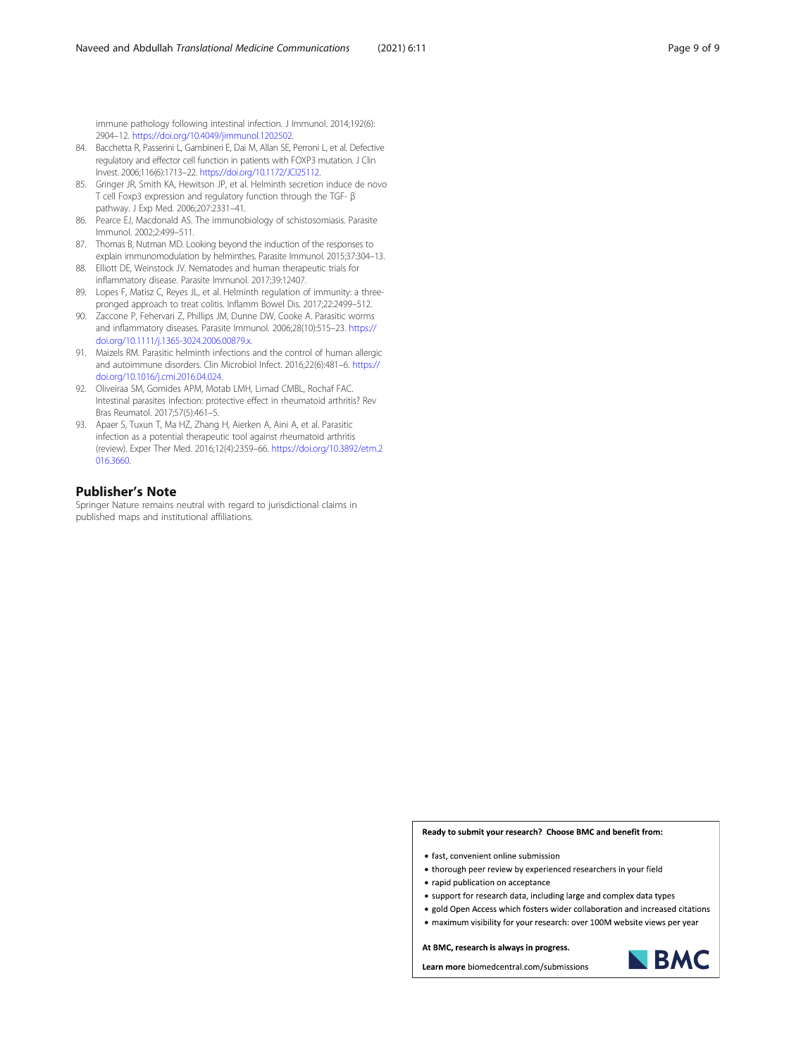immune pathology following intestinal infection. J Immunol. 2014;192(6): 2904–12. https://doi.org/10.4049/jimmunol.1202502.

84. Bacchetta R, Passerini L, Gambineri E, Dai M, Allan SE, Perroni L, et al. Defective regulatory and effector cell function in patients with FOXP3 mutation. J Clin Invest. 2006;116(6):1713–22. https://doi.org/10.1172/JCI25112.
85. Gringer JR, Smith KA, Hewitson JP, et al. Helminth secretion induce de novo T cell Foxp3 expression and regulatory function through the TGF- β pathway. J Exp Med. 2006;207:2331–41.
86. Pearce EJ, Macdonald AS. The immunobiology of schistosomiasis. Parasite Immunol. 2002;2:499–511.
87. Thomas B, Nutman MD. Looking beyond the induction of the responses to explain immunomodulation by helminthes. Parasite Immunol. 2015;37:304–13.
88. Elliott DE, Weinstock JV. Nematodes and human therapeutic trials for inflammatory disease. Parasite Immunol. 2017;39:12407.
89. Lopes F, Matisz C, Reyes JL, et al. Helminth regulation of immunity: a three-pronged approach to treat colitis. Inflamm Bowel Dis. 2017;22:2499–512.
90. Zaccone P, Fehervari Z, Phillips JM, Dunne DW, Cooke A. Parasitic worms and inflammatory diseases. Parasite Immunol. 2006;28(10):515–23. https://doi.org/10.1111/j.1365-3024.2006.00879.x.
91. Maizels RM. Parasitic helminth infections and the control of human allergic and autoimmune disorders. Clin Microbiol Infect. 2016;22(6):481–6. https://doi.org/10.1016/j.cmi.2016.04.024.
92. Oliveiraa SM, Gomides APM, Motab LMH, Limad CMBL, Rochaf FAC. Intestinal parasites infection: protective effect in rheumatoid arthritis? Rev Bras Reumatol. 2017;57(5):461–5.
93. Apaer S, Tuxun T, Ma HZ, Zhang H, Aierken A, Aini A, et al. Parasitic infection as a potential therapeutic tool against rheumatoid arthritis (review). Exper Ther Med. 2016;12(4):2359–66. https://doi.org/10.3892/etm.2016.3660.

## Publisher's Note

Springer Nature remains neutral with regard to jurisdictional claims in published maps and institutional affiliations.

**Ready to submit your research? Choose BMC and benefit from:**

- fast, convenient online submission
- thorough peer review by experienced researchers in your field
- rapid publication on acceptance
- support for research data, including large and complex data types
- gold Open Access which fosters wider collaboration and increased citations
- maximum visibility for your research: over 100M website views per year

**At BMC, research is always in progress.**

**Learn more** biomedcentral.com/submissions

BMC